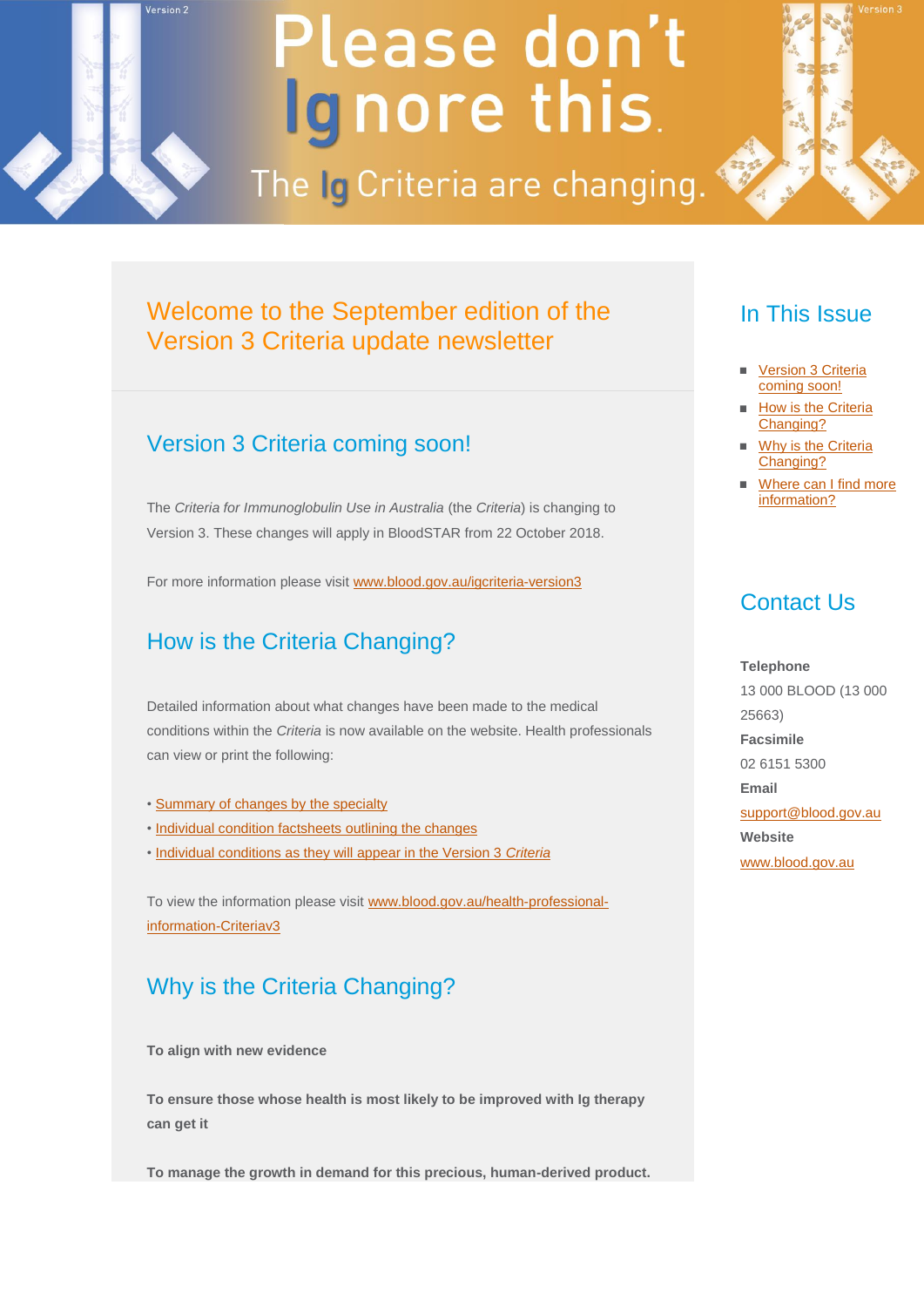Version 2

# Please don't Ignore this.

The Ig Criteria are changing.

Version 3

## Welcome to the September edition of the Version 3 Criteria update newsletter

## Version 3 Criteria coming soon!

The *Criteria for Immunoglobulin Use in Australia* (the *Criteria*) is changing to Version 3. These changes will apply in BloodSTAR from 22 October 2018.

For more information please visit www.blood.gov.au/igcriteria-version3

## How is the Criteria Changing?

Detailed information about what changes have been made to the medical conditions within the *Criteria* is now available on the website. Health professionals can view or print the following:

- Summary of changes by the specialty
- Individual condition factsheets outlining the changes
- Individual conditions as they will appear in the Version 3 *Criteria*

To view the information please visit www.blood.gov.au/health-professional-information-Criteriav3

## Why is the Criteria Changing?

**To align with new evidence**

**To ensure those whose health is most likely to be improved with Ig therapy can get it**

**To manage the growth in demand for this precious, human-derived product.**

## In This Issue

- Version 3 Criteria coming soon!
- How is the Criteria Changing?
- Why is the Criteria Changing?
- Where can I find more information?

## Contact Us

**Telephone**

13 000 BLOOD (13 000 25663)

**Facsimile**

02 6151 5300

**Email**

support@blood.gov.au

**Website**

www.blood.gov.au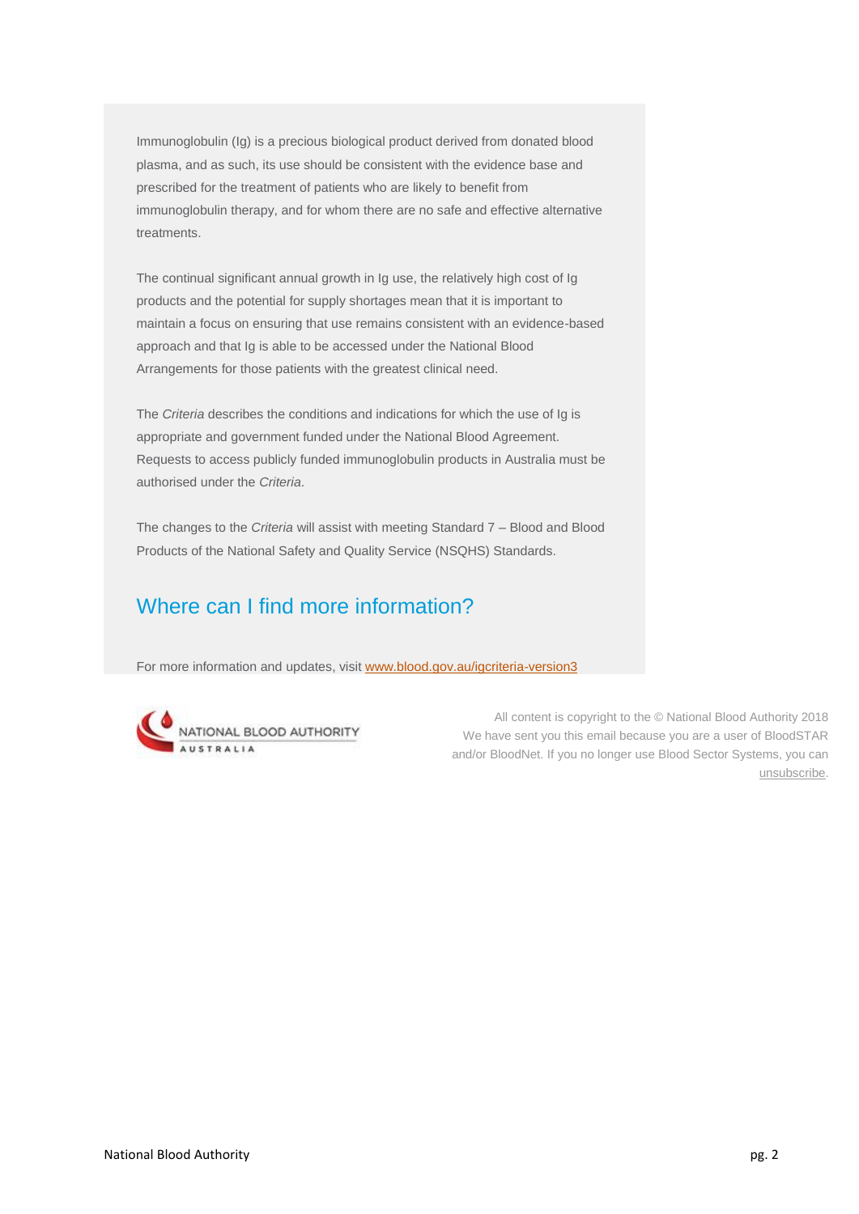Immunoglobulin (Ig) is a precious biological product derived from donated blood plasma, and as such, its use should be consistent with the evidence base and prescribed for the treatment of patients who are likely to benefit from immunoglobulin therapy, and for whom there are no safe and effective alternative treatments.

The continual significant annual growth in Ig use, the relatively high cost of Ig products and the potential for supply shortages mean that it is important to maintain a focus on ensuring that use remains consistent with an evidence-based approach and that Ig is able to be accessed under the National Blood Arrangements for those patients with the greatest clinical need.

The *Criteria* describes the conditions and indications for which the use of Ig is appropriate and government funded under the National Blood Agreement. Requests to access publicly funded immunoglobulin products in Australia must be authorised under the *Criteria*.

The changes to the *Criteria* will assist with meeting Standard 7 – Blood and Blood Products of the National Safety and Quality Service (NSQHS) Standards.

## Where can I find more information?

For more information and updates, visit [www.blood.gov.au/igcriteria-version3](www.blood.gov.au/igcriteria-version3)

NATIONAL BLOOD AUTHORITY
AUSTRALIA

All content is copyright to the © National Blood Authority 2018
We have sent you this email because you are a user of BloodSTAR and/or BloodNet. If you no longer use Blood Sector Systems, you can unsubscribe.